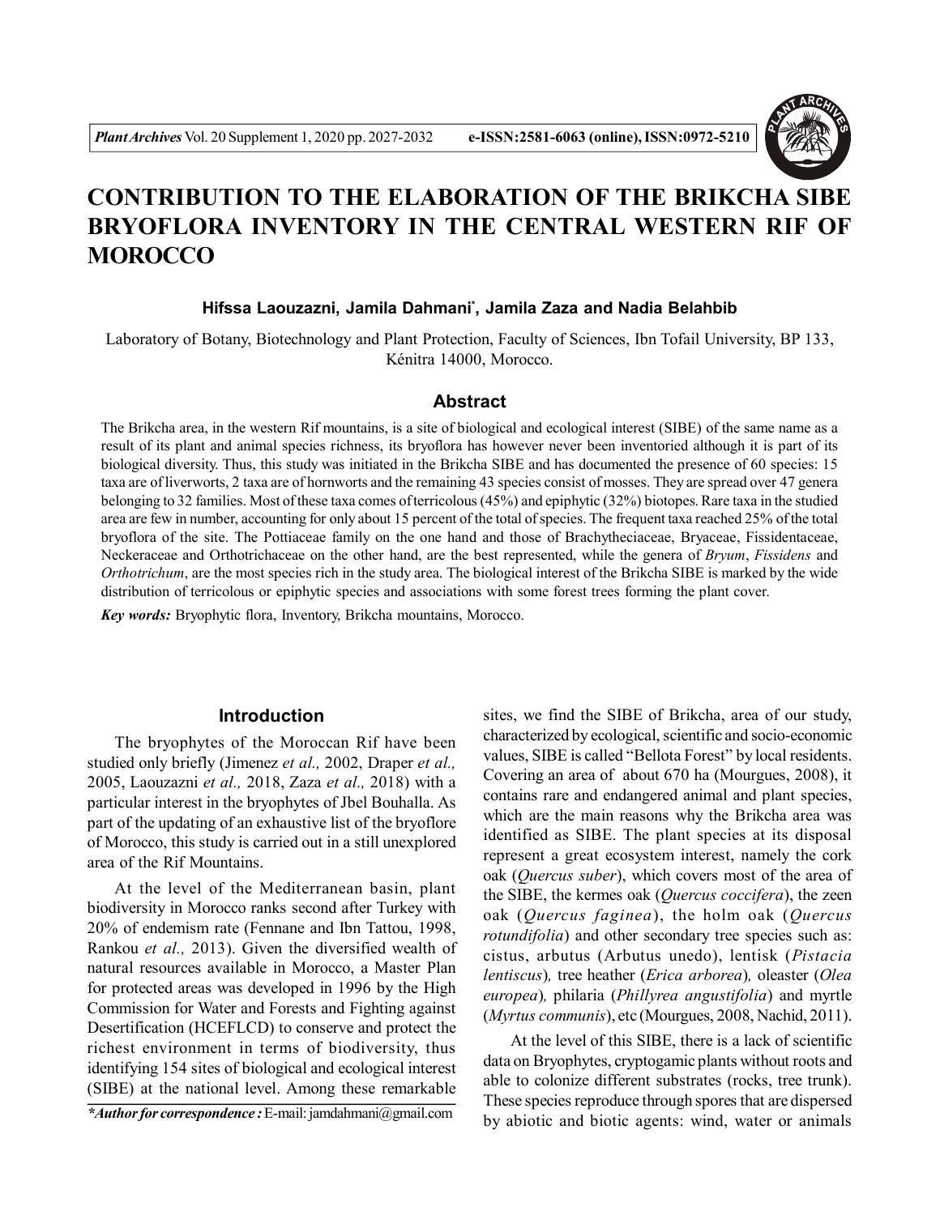# CONTRIBUTION TO THE ELABORATION OF THE BRIKCHA SIBE BRYOFLORA INVENTORY IN THE CENTRAL WESTERN RIF OF MOROCCO

**Hifssa Laouzazni, Jamila Dahmani*, Jamila Zaza and Nadia Belahbib**

Laboratory of Botany, Biotechnology and Plant Protection, Faculty of Sciences, Ibn Tofail University, BP 133, Kénitra 14000, Morocco.

## Abstract

The Brikcha area, in the western Rif mountains, is a site of biological and ecological interest (SIBE) of the same name as a result of its plant and animal species richness, its bryoflora has however never been inventoried although it is part of its biological diversity. Thus, this study was initiated in the Brikcha SIBE and has documented the presence of 60 species: 15 taxa are of liverworts, 2 taxa are of hornworts and the remaining 43 species consist of mosses. They are spread over 47 genera belonging to 32 families. Most of these taxa comes of terricolous (45%) and epiphytic (32%) biotopes. Rare taxa in the studied area are few in number, accounting for only about 15 percent of the total of species. The frequent taxa reached 25% of the total bryoflora of the site. The Pottiaceae family on the one hand and those of Brachytheciaceae, Bryaceae, Fissidentaceae, Neckeraceae and Orthotrichaceae on the other hand, are the best represented, while the genera of *Bryum*, *Fissidens* and *Orthotrichum*, are the most species rich in the study area. The biological interest of the Brikcha SIBE is marked by the wide distribution of terricolous or epiphytic species and associations with some forest trees forming the plant cover.

***Key words:*** Bryophytic flora, Inventory, Brikcha mountains, Morocco.

## Introduction

The bryophytes of the Moroccan Rif have been studied only briefly (Jimenez *et al.,* 2002, Draper *et al.,* 2005, Laouzazni *et al.,* 2018, Zaza *et al.,* 2018) with a particular interest in the bryophytes of Jbel Bouhalla. As part of the updating of an exhaustive list of the bryoflore of Morocco, this study is carried out in a still unexplored area of the Rif Mountains.

At the level of the Mediterranean basin, plant biodiversity in Morocco ranks second after Turkey with 20% of endemism rate (Fennane and Ibn Tattou, 1998, Rankou *et al.,* 2013). Given the diversified wealth of natural resources available in Morocco, a Master Plan for protected areas was developed in 1996 by the High Commission for Water and Forests and Fighting against Desertification (HCEFLCD) to conserve and protect the richest environment in terms of biodiversity, thus identifying 154 sites of biological and ecological interest (SIBE) at the national level. Among these remarkable sites, we find the SIBE of Brikcha, area of our study, characterized by ecological, scientific and socio-economic values, SIBE is called "Bellota Forest" by local residents. Covering an area of about 670 ha (Mourgues, 2008), it contains rare and endangered animal and plant species, which are the main reasons why the Brikcha area was identified as SIBE. The plant species at its disposal represent a great ecosystem interest, namely the cork oak (*Quercus suber*), which covers most of the area of the SIBE, the kermes oak (*Quercus coccifera*), the zeen oak (*Quercus faginea*), the holm oak (*Quercus rotundifolia*) and other secondary tree species such as: cistus, arbutus (Arbutus unedo), lentisk (*Pistacia lentiscus*)*,* tree heather (*Erica arborea*)*,* oleaster (*Olea europea*)*,* philaria (*Phillyrea angustifolia*) and myrtle (*Myrtus communis*), etc (Mourgues, 2008, Nachid, 2011).

At the level of this SIBE, there is a lack of scientific data on Bryophytes, cryptogamic plants without roots and able to colonize different substrates (rocks, tree trunk). These species reproduce through spores that are dispersed by abiotic and biotic agents: wind, water or animals

***Author for correspondence :** E-mail: jamdahmani@gmail.com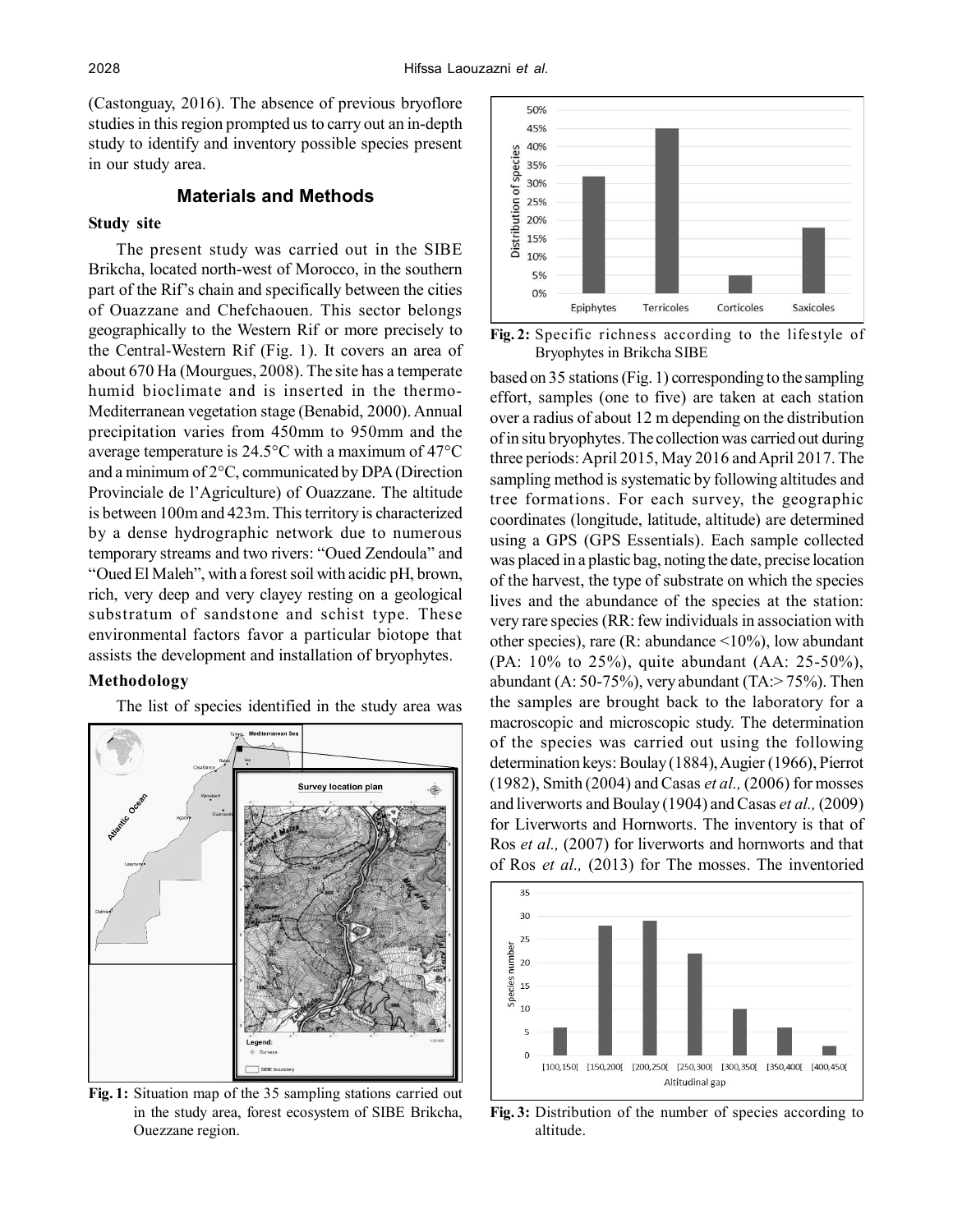(Castonguay, 2016). The absence of previous bryoflore studies in this region prompted us to carry out an in-depth study to identify and inventory possible species present in our study area.

## Materials and Methods

### Study site

The present study was carried out in the SIBE Brikcha, located north-west of Morocco, in the southern part of the Rif's chain and specifically between the cities of Ouazzane and Chefchaouen. This sector belongs geographically to the Western Rif or more precisely to the Central-Western Rif (Fig. 1). It covers an area of about 670 Ha (Mourgues, 2008). The site has a temperate humid bioclimate and is inserted in the thermo-Mediterranean vegetation stage (Benabid, 2000). Annual precipitation varies from 450mm to 950mm and the average temperature is 24.5°C with a maximum of 47°C and a minimum of 2°C, communicated by DPA (Direction Provinciale de l'Agriculture) of Ouazzane. The altitude is between 100m and 423m. This territory is characterized by a dense hydrographic network due to numerous temporary streams and two rivers: "Oued Zendoula" and "Oued El Maleh", with a forest soil with acidic pH, brown, rich, very deep and very clayey resting on a geological substratum of sandstone and schist type. These environmental factors favor a particular biotope that assists the development and installation of bryophytes.

### Methodology

The list of species identified in the study area was based on 35 stations (Fig. 1) corresponding to the sampling effort, samples (one to five) are taken at each station over a radius of about 12 m depending on the distribution of in situ bryophytes. The collection was carried out during three periods: April 2015, May 2016 and April 2017. The sampling method is systematic by following altitudes and tree formations. For each survey, the geographic coordinates (longitude, latitude, altitude) are determined using a GPS (GPS Essentials). Each sample collected was placed in a plastic bag, noting the date, precise location of the harvest, the type of substrate on which the species lives and the abundance of the species at the station: very rare species (RR: few individuals in association with other species), rare (R: abundance <10%), low abundant (PA: 10% to 25%), quite abundant (AA: 25-50%), abundant (A: 50-75%), very abundant (TA:> 75%). Then the samples are brought back to the laboratory for a macroscopic and microscopic study. The determination of the species was carried out using the following determination keys: Boulay (1884), Augier (1966), Pierrot (1982), Smith (2004) and Casas *et al.,* (2006) for mosses and liverworts and Boulay (1904) and Casas *et al.,* (2009) for Liverworts and Hornworts. The inventory is that of Ros *et al.,* (2007) for liverworts and hornworts and that of Ros *et al.,* (2013) for The mosses. The inventoried

**Fig. 1:** Situation map of the 35 sampling stations carried out in the study area, forest ecosystem of SIBE Brikcha, Ouezzane region.

**Fig. 2:** Specific richness according to the lifestyle of Bryophytes in Brikcha SIBE

**Fig. 3:** Distribution of the number of species according to altitude.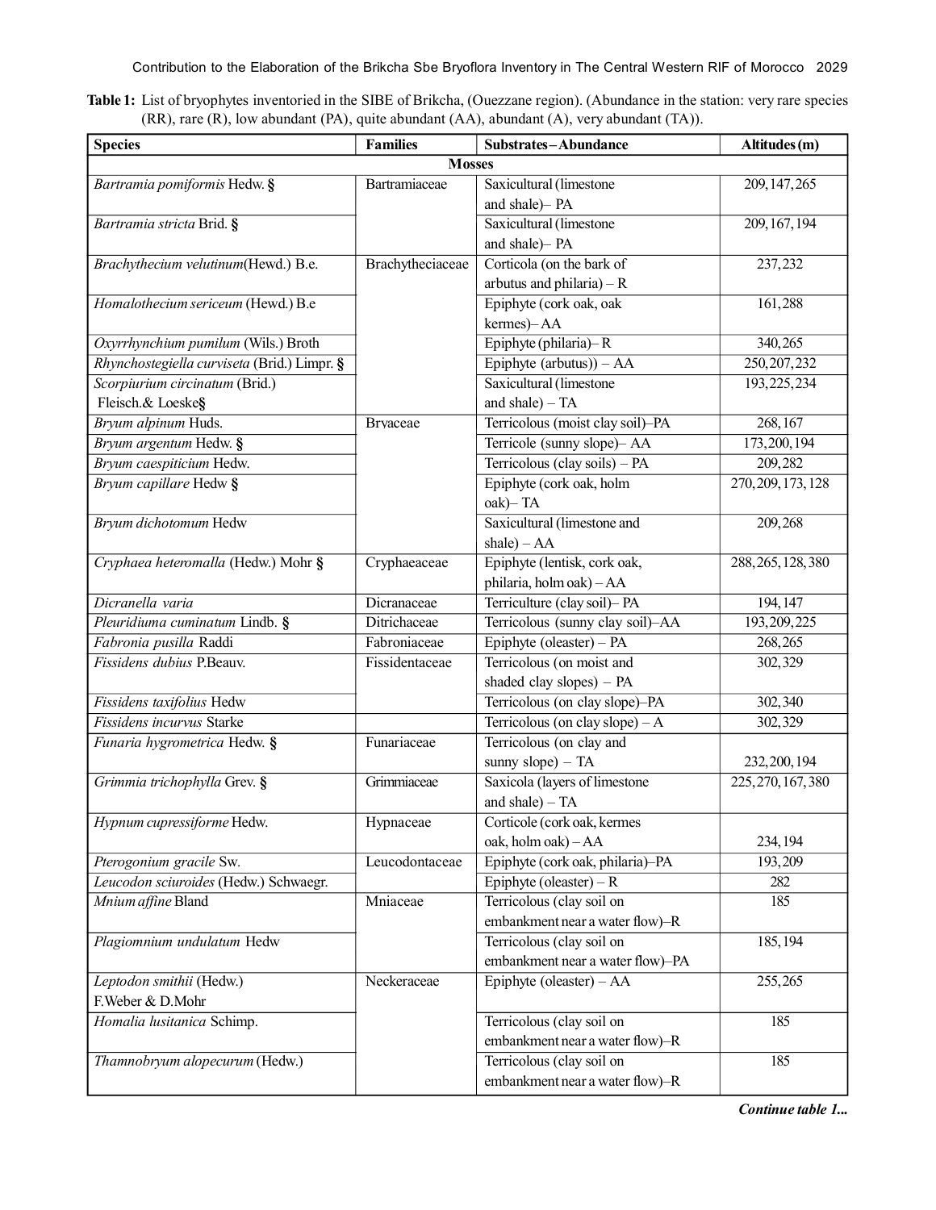**Table 1:** List of bryophytes inventoried in the SIBE of Brikcha, (Ouezzane region). (Abundance in the station: very rare species (RR), rare (R), low abundant (PA), quite abundant (AA), abundant (A), very abundant (TA)).

| Species | Families | Substrates–Abundance | Altitudes (m) |
|---|---|---|---|
| | | **Mosses** | |
| *Bartramia pomiformis* Hedw. § | Bartramiaceae | Saxicultural (limestone and shale)– PA | 209, 147, 265 |
| *Bartramia stricta* Brid. § | | Saxicultural (limestone and shale)– PA | 209, 167, 194 |
| *Brachythecium velutinum*(Hewd.) B.e. | Brachytheciaceae | Corticola (on the bark of arbutus and philaria) – R | 237, 232 |
| *Homalothecium sericeum* (Hewd.) B.e | | Epiphyte (cork oak, oak kermes)– AA | 161, 288 |
| *Oxyrrhynchium pumilum* (Wils.) Broth | | Epiphyte (philaria)– R | 340, 265 |
| *Rhynchostegiella curviseta* (Brid.) Limpr. § | | Epiphyte (arbutus)) – AA | 250, 207, 232 |
| *Scorpiurium circinatum* (Brid.) Fleisch.& Loeske§ | | Saxicultural (limestone and shale) – TA | 193, 225, 234 |
| *Bryum alpinum* Huds. | Bryaceae | Terricolous (moist clay soil)–PA | 268, 167 |
| *Bryum argentum* Hedw. § | | Terricole (sunny slope)– AA | 173, 200, 194 |
| *Bryum caespiticium* Hedw. | | Terricolous (clay soils) – PA | 209, 282 |
| *Bryum capillare* Hedw § | | Epiphyte (cork oak, holm oak)– TA | 270, 209, 173, 128 |
| *Bryum dichotomum* Hedw | | Saxicultural (limestone and shale) – AA | 209, 268 |
| *Cryphaea heteromalla* (Hedw.) Mohr § | Cryphaeaceae | Epiphyte (lentisk, cork oak, philaria, holm oak) – AA | 288, 265, 128, 380 |
| *Dicranella varia* | Dicranaceae | Terriculture (clay soil)– PA | 194, 147 |
| *Pleuridiuma cuminatum* Lindb. § | Ditrichaceae | Terricolous (sunny clay soil)–AA | 193, 209, 225 |
| *Fabronia pusilla* Raddi | Fabroniaceae | Epiphyte (oleaster) – PA | 268, 265 |
| *Fissidens dubius* P.Beauv. | Fissidentaceae | Terricolous (on moist and shaded clay slopes) – PA | 302, 329 |
| *Fissidens taxifolius* Hedw | | Terricolous (on clay slope)–PA | 302, 340 |
| *Fissidens incurvus* Starke | | Terricolous (on clay slope) – A | 302, 329 |
| *Funaria hygrometrica* Hedw. § | Funariaceae | Terricolous (on clay and sunny slope) – TA | 232, 200, 194 |
| *Grimmia trichophylla* Grev. § | Grimmiaceae | Saxicola (layers of limestone and shale) – TA | 225, 270, 167, 380 |
| *Hypnum cupressiforme* Hedw. | Hypnaceae | Corticole (cork oak, kermes oak, holm oak) – AA | 234, 194 |
| *Pterogonium gracile* Sw. | Leucodontaceae | Epiphyte (cork oak, philaria)–PA | 193, 209 |
| *Leucodon sciuroides* (Hedw.) Schwaegr. | | Epiphyte (oleaster) – R | 282 |
| *Mnium affine* Bland | Mniaceae | Terricolous (clay soil on embankment near a water flow)–R | 185 |
| *Plagiomnium undulatum* Hedw | | Terricolous (clay soil on embankment near a water flow)–PA | 185, 194 |
| *Leptodon smithii* (Hedw.) F.Weber & D.Mohr | Neckeraceae | Epiphyte (oleaster) – AA | 255, 265 |
| *Homalia lusitanica* Schimp. | | Terricolous (clay soil on embankment near a water flow)–R | 185 |
| *Thamnobryum alopecurum* (Hedw.) | | Terricolous (clay soil on embankment near a water flow)–R | 185 |

***Continue table 1...***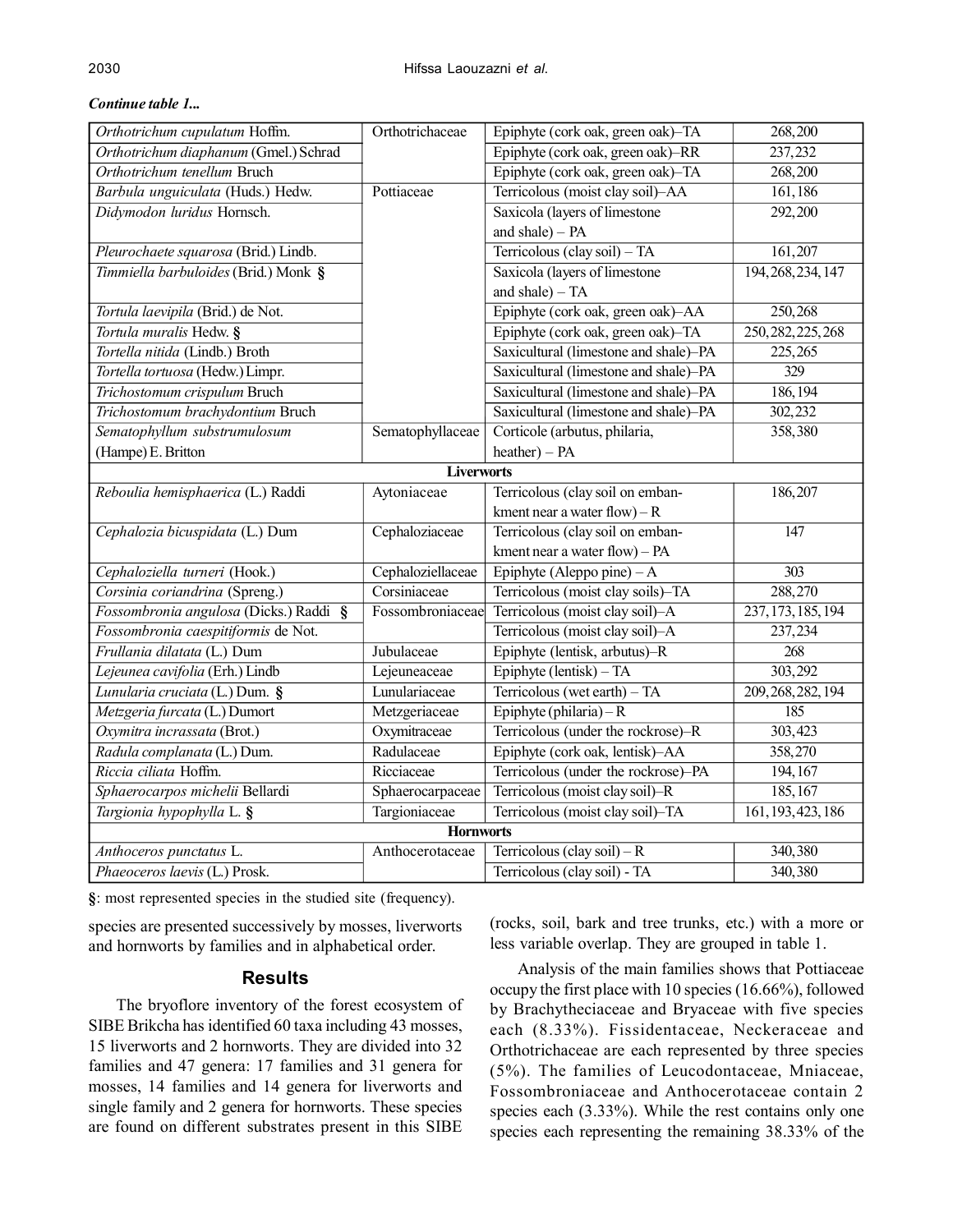***Continue table 1...***

| | | | |
|---|---|---|---|
| *Orthotrichum cupulatum* Hoffm. | Orthotrichaceae | Epiphyte (cork oak, green oak)–TA | 268, 200 |
| *Orthotrichum diaphanum* (Gmel.) Schrad | | Epiphyte (cork oak, green oak)–RR | 237, 232 |
| *Orthotrichum tenellum* Bruch | | Epiphyte (cork oak, green oak)–TA | 268, 200 |
| *Barbula unguiculata* (Huds.) Hedw. | Pottiaceae | Terricolous (moist clay soil)–AA | 161, 186 |
| *Didymodon luridus* Hornsch. | | Saxicola (layers of limestone and shale) – PA | 292, 200 |
| *Pleurochaete squarosa* (Brid.) Lindb. | | Terricolous (clay soil) – TA | 161, 207 |
| *Timmiella barbuloides* (Brid.) Monk **§** | | Saxicola (layers of limestone and shale) – TA | 194, 268, 234, 147 |
| *Tortula laevipila* (Brid.) de Not. | | Epiphyte (cork oak, green oak)–AA | 250, 268 |
| *Tortula muralis* Hedw. **§** | | Epiphyte (cork oak, green oak)–TA | 250, 282, 225, 268 |
| *Tortella nitida* (Lindb.) Broth | | Saxicultural (limestone and shale)–PA | 225, 265 |
| *Tortella tortuosa* (Hedw.) Limpr. | | Saxicultural (limestone and shale)–PA | 329 |
| *Trichostomum crispulum* Bruch | | Saxicultural (limestone and shale)–PA | 186, 194 |
| *Trichostomum brachydontium* Bruch | | Saxicultural (limestone and shale)–PA | 302, 232 |
| *Sematophyllum substrumulosum* (Hampe) E. Britton | Sematophyllaceae | Corticole (arbutus, philaria, heather) – PA | 358, 380 |
| **Liverworts** | | | |
| *Reboulia hemisphaerica* (L.) Raddi | Aytoniaceae | Terricolous (clay soil on embankment near a water flow) – R | 186, 207 |
| *Cephalozia bicuspidata* (L.) Dum | Cephaloziaceae | Terricolous (clay soil on embankment near a water flow) – PA | 147 |
| *Cephaloziella turneri* (Hook.) | Cephaloziellaceae | Epiphyte (Aleppo pine) – A | 303 |
| *Corsinia coriandrina* (Spreng.) | Corsiniaceae | Terricolous (moist clay soils)–TA | 288, 270 |
| *Fossombronia angulosa* (Dicks.) Raddi **§** | Fossombroniaceae | Terricolous (moist clay soil)–A | 237, 173, 185, 194 |
| *Fossombronia caespitiformis* de Not. | | Terricolous (moist clay soil)–A | 237, 234 |
| *Frullania dilatata* (L.) Dum | Jubulaceae | Epiphyte (lentisk, arbutus)–R | 268 |
| *Lejeunea cavifolia* (Erh.) Lindb | Lejeuneaceae | Epiphyte (lentisk) – TA | 303, 292 |
| *Lunularia cruciata* (L.) Dum. **§** | Lunulariaceae | Terricolous (wet earth) – TA | 209, 268, 282, 194 |
| *Metzgeria furcata* (L.) Dumort | Metzgeriaceae | Epiphyte (philaria) – R | 185 |
| *Oxymitra incrassata* (Brot.) | Oxymitraceae | Terricolous (under the rockrose)–R | 303, 423 |
| *Radula complanata* (L.) Dum. | Radulaceae | Epiphyte (cork oak, lentisk)–AA | 358, 270 |
| *Riccia ciliata* Hoffm. | Ricciaceae | Terricolous (under the rockrose)–PA | 194, 167 |
| *Sphaerocarpos michelii* Bellardi | Sphaerocarpaceae | Terricolous (moist clay soil)–R | 185, 167 |
| *Targionia hypophylla* L. **§** | Targioniaceae | Terricolous (moist clay soil)–TA | 161, 193, 423, 186 |
| **Hornworts** | | | |
| *Anthoceros punctatus* L. | Anthocerotaceae | Terricolous (clay soil) – R | 340, 380 |
| *Phaeoceros laevis* (L.) Prosk. | | Terricolous (clay soil) - TA | 340, 380 |

**§**: most represented species in the studied site (frequency).

species are presented successively by mosses, liverworts and hornworts by families and in alphabetical order.

## Results

The bryoflore inventory of the forest ecosystem of SIBE Brikcha has identified 60 taxa including 43 mosses, 15 liverworts and 2 hornworts. They are divided into 32 families and 47 genera: 17 families and 31 genera for mosses, 14 families and 14 genera for liverworts and single family and 2 genera for hornworts. These species are found on different substrates present in this SIBE (rocks, soil, bark and tree trunks, etc.) with a more or less variable overlap. They are grouped in table 1.

Analysis of the main families shows that Pottiaceae occupy the first place with 10 species (16.66%), followed by Brachytheciaceae and Bryaceae with five species each (8.33%). Fissidentaceae, Neckeraceae and Orthotrichaceae are each represented by three species (5%). The families of Leucodontaceae, Mniaceae, Fossombroniaceae and Anthocerotaceae contain 2 species each (3.33%). While the rest contains only one species each representing the remaining 38.33% of the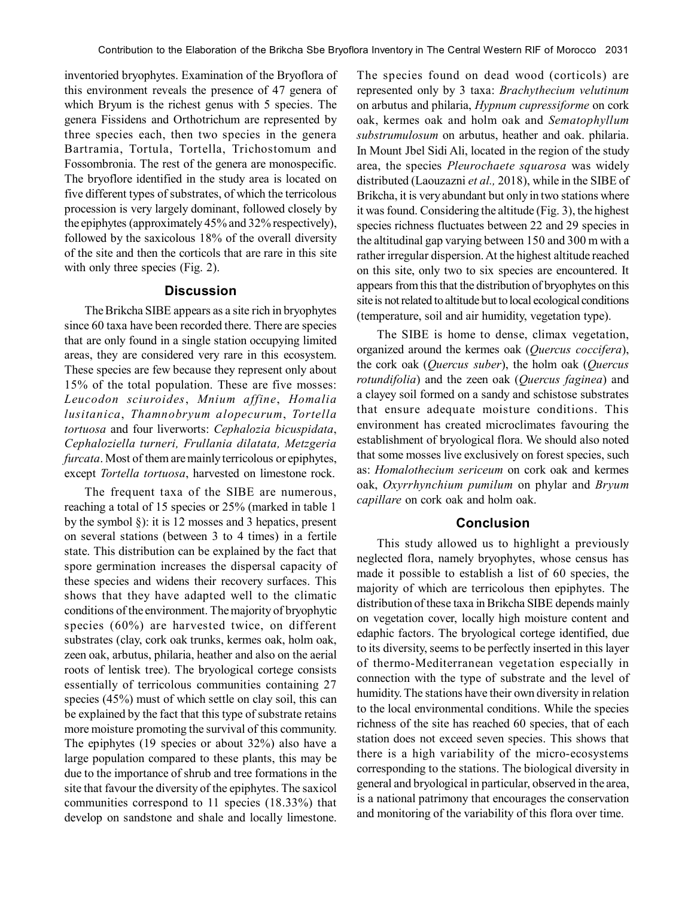inventoried bryophytes. Examination of the Bryoflora of this environment reveals the presence of 47 genera of which Bryum is the richest genus with 5 species. The genera Fissidens and Orthotrichum are represented by three species each, then two species in the genera Bartramia, Tortula, Tortella, Trichostomum and Fossombronia. The rest of the genera are monospecific. The bryoflore identified in the study area is located on five different types of substrates, of which the terricolous procession is very largely dominant, followed closely by the epiphytes (approximately 45% and 32% respectively), followed by the saxicolous 18% of the overall diversity of the site and then the corticols that are rare in this site with only three species (Fig. 2).

## Discussion

The Brikcha SIBE appears as a site rich in bryophytes since 60 taxa have been recorded there. There are species that are only found in a single station occupying limited areas, they are considered very rare in this ecosystem. These species are few because they represent only about 15% of the total population. These are five mosses: *Leucodon sciuroides*, *Mnium affine*, *Homalia lusitanica*, *Thamnobryum alopecurum*, *Tortella tortuosa* and four liverworts: *Cephalozia bicuspidata*, *Cephaloziella turneri, Frullania dilatata, Metzgeria furcata*. Most of them are mainly terricolous or epiphytes, except *Tortella tortuosa*, harvested on limestone rock.

The frequent taxa of the SIBE are numerous, reaching a total of 15 species or 25% (marked in table 1 by the symbol §): it is 12 mosses and 3 hepatics, present on several stations (between 3 to 4 times) in a fertile state. This distribution can be explained by the fact that spore germination increases the dispersal capacity of these species and widens their recovery surfaces. This shows that they have adapted well to the climatic conditions of the environment. The majority of bryophytic species (60%) are harvested twice, on different substrates (clay, cork oak trunks, kermes oak, holm oak, zeen oak, arbutus, philaria, heather and also on the aerial roots of lentisk tree). The bryological cortege consists essentially of terricolous communities containing 27 species (45%) must of which settle on clay soil, this can be explained by the fact that this type of substrate retains more moisture promoting the survival of this community. The epiphytes (19 species or about 32%) also have a large population compared to these plants, this may be due to the importance of shrub and tree formations in the site that favour the diversity of the epiphytes. The saxicol communities correspond to 11 species (18.33%) that develop on sandstone and shale and locally limestone.

The species found on dead wood (corticols) are represented only by 3 taxa: *Brachythecium velutinum* on arbutus and philaria, *Hypnum cupressiforme* on cork oak, kermes oak and holm oak and *Sematophyllum substrumulosum* on arbutus, heather and oak. philaria. In Mount Jbel Sidi Ali, located in the region of the study area, the species *Pleurochaete squarosa* was widely distributed (Laouzazni *et al.,* 2018), while in the SIBE of Brikcha, it is very abundant but only in two stations where it was found. Considering the altitude (Fig. 3), the highest species richness fluctuates between 22 and 29 species in the altitudinal gap varying between 150 and 300 m with a rather irregular dispersion. At the highest altitude reached on this site, only two to six species are encountered. It appears from this that the distribution of bryophytes on this site is not related to altitude but to local ecological conditions (temperature, soil and air humidity, vegetation type).

The SIBE is home to dense, climax vegetation, organized around the kermes oak (*Quercus coccifera*), the cork oak (*Quercus suber*), the holm oak (*Quercus rotundifolia*) and the zeen oak (*Quercus faginea*) and a clayey soil formed on a sandy and schistose substrates that ensure adequate moisture conditions. This environment has created microclimates favouring the establishment of bryological flora. We should also noted that some mosses live exclusively on forest species, such as: *Homalothecium sericeum* on cork oak and kermes oak, *Oxyrrhynchium pumilum* on phylar and *Bryum capillare* on cork oak and holm oak.

## Conclusion

This study allowed us to highlight a previously neglected flora, namely bryophytes, whose census has made it possible to establish a list of 60 species, the majority of which are terricolous then epiphytes. The distribution of these taxa in Brikcha SIBE depends mainly on vegetation cover, locally high moisture content and edaphic factors. The bryological cortege identified, due to its diversity, seems to be perfectly inserted in this layer of thermo-Mediterranean vegetation especially in connection with the type of substrate and the level of humidity. The stations have their own diversity in relation to the local environmental conditions. While the species richness of the site has reached 60 species, that of each station does not exceed seven species. This shows that there is a high variability of the micro-ecosystems corresponding to the stations. The biological diversity in general and bryological in particular, observed in the area, is a national patrimony that encourages the conservation and monitoring of the variability of this flora over time.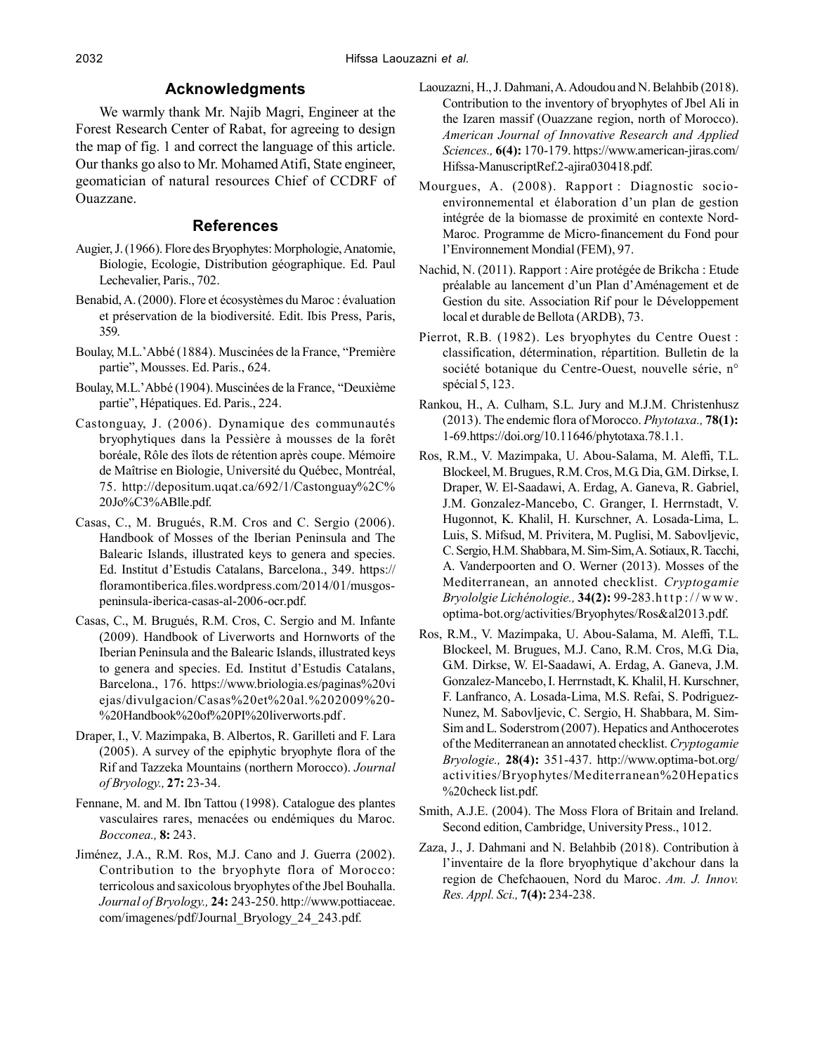## Acknowledgments

We warmly thank Mr. Najib Magri, Engineer at the Forest Research Center of Rabat, for agreeing to design the map of fig. 1 and correct the language of this article. Our thanks go also to Mr. Mohamed Atifi, State engineer, geomatician of natural resources Chief of CCDRF of Ouazzane.

## References

Augier, J. (1966). Flore des Bryophytes: Morphologie, Anatomie, Biologie, Ecologie, Distribution géographique. Ed. Paul Lechevalier, Paris., 702.

Benabid, A. (2000). Flore et écosystèmes du Maroc : évaluation et préservation de la biodiversité. Edit. Ibis Press, Paris, 359.

Boulay, M.L.'Abbé (1884). Muscinées de la France, "Première partie", Mousses. Ed. Paris., 624.

Boulay, M.L.'Abbé (1904). Muscinées de la France, "Deuxième partie", Hépatiques. Ed. Paris., 224.

Castonguay, J. (2006). Dynamique des communautés bryophytiques dans la Pessière à mousses de la forêt boréale, Rôle des îlots de rétention après coupe. Mémoire de Maîtrise en Biologie, Université du Québec, Montréal, 75. http://depositum.uqat.ca/692/1/Castonguay%2C%20Jo%C3%ABlle.pdf.

Casas, C., M. Brugués, R.M. Cros and C. Sergio (2006). Handbook of Mosses of the Iberian Peninsula and The Balearic Islands, illustrated keys to genera and species. Ed. Institut d'Estudis Catalans, Barcelona., 349. https://floramontiberica.files.wordpress.com/2014/01/musgos-peninsula-iberica-casas-al-2006-ocr.pdf.

Casas, C., M. Brugués, R.M. Cros, C. Sergio and M. Infante (2009). Handbook of Liverworts and Hornworts of the Iberian Peninsula and the Balearic Islands, illustrated keys to genera and species. Ed. Institut d'Estudis Catalans, Barcelona., 176. https://www.briologia.es/paginas%20viejas/divulgacion/Casas%20et%20al.%202009%20-%20Handbook%20of%20PI%20liverworts.pdf.

Draper, I., V. Mazimpaka, B. Albertos, R. Garilleti and F. Lara (2005). A survey of the epiphytic bryophyte flora of the Rif and Tazzeka Mountains (northern Morocco). *Journal of Bryology.,* **27:** 23-34.

Fennane, M. and M. Ibn Tattou (1998). Catalogue des plantes vasculaires rares, menacées ou endémiques du Maroc. *Bocconea.,* **8:** 243.

Jiménez, J.A., R.M. Ros, M.J. Cano and J. Guerra (2002). Contribution to the bryophyte flora of Morocco: terricolous and saxicolous bryophytes of the Jbel Bouhalla. *Journal of Bryology.,* **24:** 243-250. http://www.pottiaceae.com/imagenes/pdf/Journal_Bryology_24_243.pdf.

Laouzazni, H., J. Dahmani, A. Adoudou and N. Belahbib (2018). Contribution to the inventory of bryophytes of Jbel Ali in the Izaren massif (Ouazzane region, north of Morocco). *American Journal of Innovative Research and Applied Sciences.,* **6(4):** 170-179. https://www.american-jiras.com/Hifssa-ManuscriptRef.2-ajira030418.pdf.

Mourgues, A. (2008). Rapport : Diagnostic socio-environnemental et élaboration d'un plan de gestion intégrée de la biomasse de proximité en contexte Nord-Maroc. Programme de Micro-financement du Fond pour l'Environnement Mondial (FEM), 97.

Nachid, N. (2011). Rapport : Aire protégée de Brikcha : Etude préalable au lancement d'un Plan d'Aménagement et de Gestion du site. Association Rif pour le Développement local et durable de Bellota (ARDB), 73.

Pierrot, R.B. (1982). Les bryophytes du Centre Ouest : classification, détermination, répartition. Bulletin de la société botanique du Centre-Ouest, nouvelle série, n° spécial 5, 123.

Rankou, H., A. Culham, S.L. Jury and M.J.M. Christenhusz (2013). The endemic flora of Morocco. *Phytotaxa.,* **78(1):** 1-69.https://doi.org/10.11646/phytotaxa.78.1.1.

Ros, R.M., V. Mazimpaka, U. Abou-Salama, M. Aleffi, T.L. Blockeel, M. Brugues, R.M. Cros, M.G. Dia, G.M. Dirkse, I. Draper, W. El-Saadawi, A. Erdag, A. Ganeva, R. Gabriel, J.M. Gonzalez-Mancebo, C. Granger, I. Herrnstadt, V. Hugonnot, K. Khalil, H. Kurschner, A. Losada-Lima, L. Luis, S. Mifsud, M. Privitera, M. Puglisi, M. Sabovljevic, C. Sergio, H.M. Shabbara, M. Sim-Sim, A. Sotiaux, R. Tacchi, A. Vanderpoorten and O. Werner (2013). Mosses of the Mediterranean, an annoted checklist. *Cryptogamie Bryololgie Lichénologie.,* **34(2):** 99-283.http://www.optima-bot.org/activities/Bryophytes/Ros&al2013.pdf.

Ros, R.M., V. Mazimpaka, U. Abou-Salama, M. Aleffi, T.L. Blockeel, M. Brugues, M.J. Cano, R.M. Cros, M.G. Dia, G.M. Dirkse, W. El-Saadawi, A. Erdag, A. Ganeva, J.M. Gonzalez-Mancebo, I. Herrnstadt, K. Khalil, H. Kurschner, F. Lanfranco, A. Losada-Lima, M.S. Refai, S. Podriguez-Nunez, M. Sabovljevic, C. Sergio, H. Shabbara, M. Sim-Sim and L. Soderstrom (2007). Hepatics and Anthocerotes of the Mediterranean an annotated checklist. *Cryptogamie Bryologie.,* **28(4):** 351-437. http://www.optima-bot.org/activities/Bryophytes/Mediterranean%20Hepatics%20check list.pdf.

Smith, A.J.E. (2004). The Moss Flora of Britain and Ireland. Second edition, Cambridge, University Press., 1012.

Zaza, J., J. Dahmani and N. Belahbib (2018). Contribution à l'inventaire de la flore bryophytique d'akchour dans la region de Chefchaouen, Nord du Maroc. *Am. J. Innov. Res. Appl. Sci.,* **7(4):** 234-238.